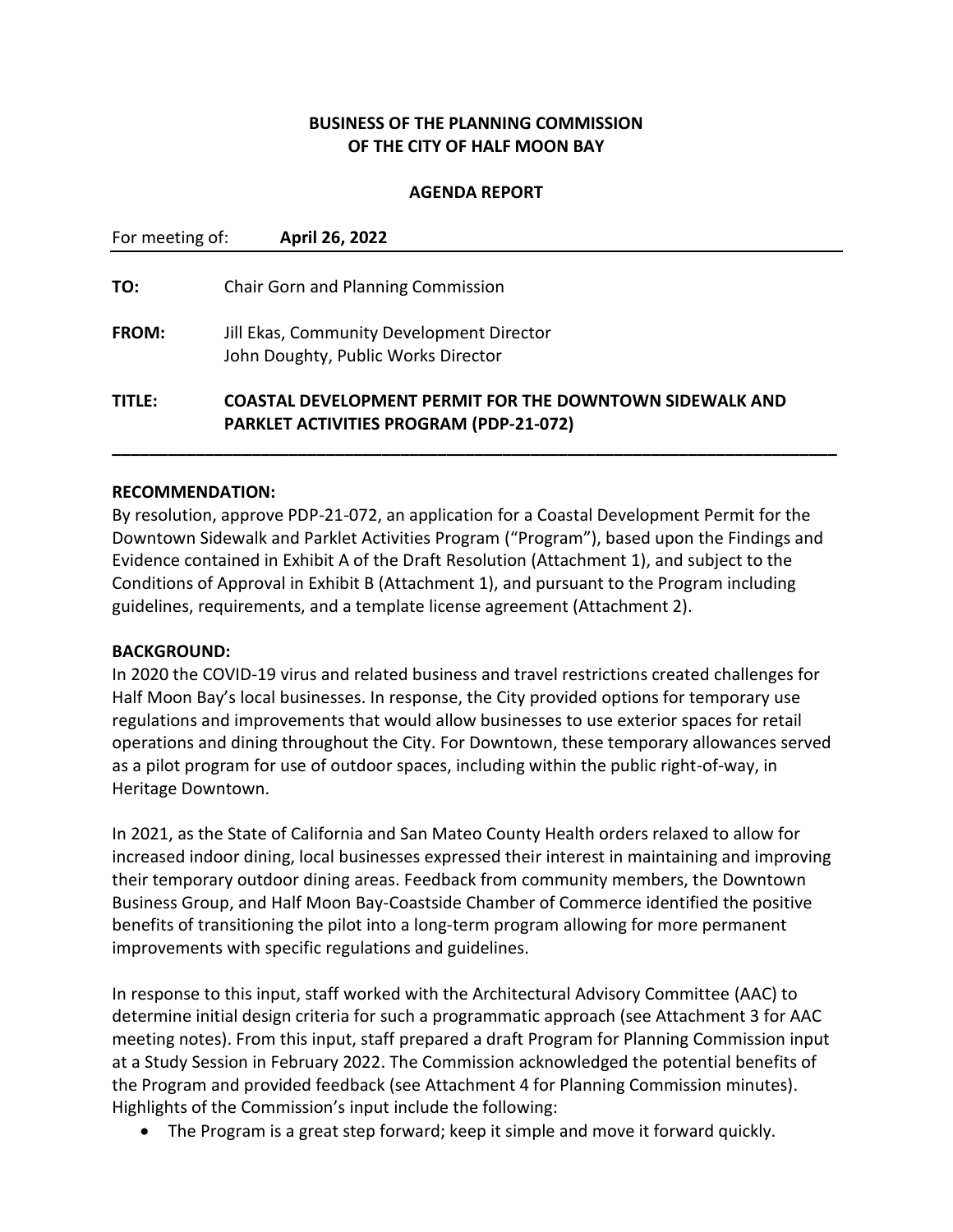**BUSINESS OF THE PLANNING COMMISSION**
**OF THE CITY OF HALF MOON BAY**

**AGENDA REPORT**

For meeting of: **April 26, 2022**

---

**TO:** Chair Gorn and Planning Commission

**FROM:** Jill Ekas, Community Development Director
John Doughty, Public Works Director

**TITLE:** **COASTAL DEVELOPMENT PERMIT FOR THE DOWNTOWN SIDEWALK AND PARKLET ACTIVITIES PROGRAM (PDP-21-072)**

---

**RECOMMENDATION:**

By resolution, approve PDP-21-072, an application for a Coastal Development Permit for the Downtown Sidewalk and Parklet Activities Program ("Program"), based upon the Findings and Evidence contained in Exhibit A of the Draft Resolution (Attachment 1), and subject to the Conditions of Approval in Exhibit B (Attachment 1), and pursuant to the Program including guidelines, requirements, and a template license agreement (Attachment 2).

**BACKGROUND:**

In 2020 the COVID-19 virus and related business and travel restrictions created challenges for Half Moon Bay's local businesses. In response, the City provided options for temporary use regulations and improvements that would allow businesses to use exterior spaces for retail operations and dining throughout the City. For Downtown, these temporary allowances served as a pilot program for use of outdoor spaces, including within the public right-of-way, in Heritage Downtown.

In 2021, as the State of California and San Mateo County Health orders relaxed to allow for increased indoor dining, local businesses expressed their interest in maintaining and improving their temporary outdoor dining areas. Feedback from community members, the Downtown Business Group, and Half Moon Bay-Coastside Chamber of Commerce identified the positive benefits of transitioning the pilot into a long-term program allowing for more permanent improvements with specific regulations and guidelines.

In response to this input, staff worked with the Architectural Advisory Committee (AAC) to determine initial design criteria for such a programmatic approach (see Attachment 3 for AAC meeting notes). From this input, staff prepared a draft Program for Planning Commission input at a Study Session in February 2022. The Commission acknowledged the potential benefits of the Program and provided feedback (see Attachment 4 for Planning Commission minutes). Highlights of the Commission's input include the following:

- The Program is a great step forward; keep it simple and move it forward quickly.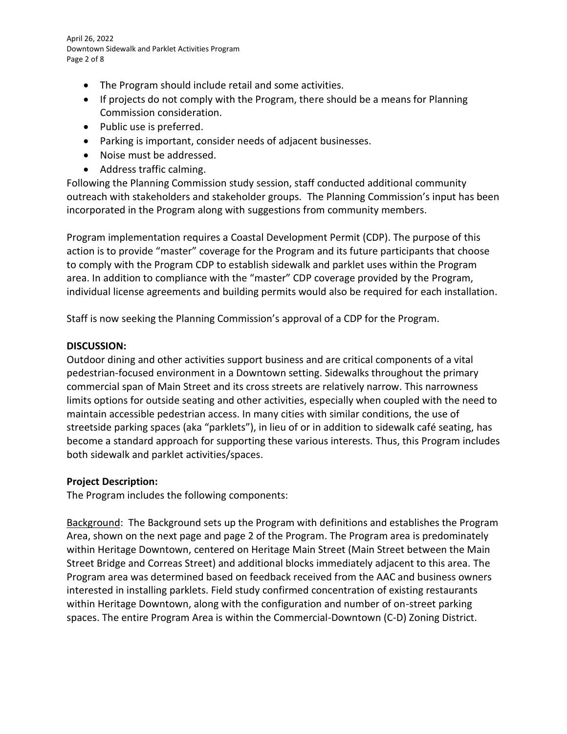- The Program should include retail and some activities.
- If projects do not comply with the Program, there should be a means for Planning Commission consideration.
- Public use is preferred.
- Parking is important, consider needs of adjacent businesses.
- Noise must be addressed.
- Address traffic calming.

Following the Planning Commission study session, staff conducted additional community outreach with stakeholders and stakeholder groups. The Planning Commission's input has been incorporated in the Program along with suggestions from community members.

Program implementation requires a Coastal Development Permit (CDP). The purpose of this action is to provide "master" coverage for the Program and its future participants that choose to comply with the Program CDP to establish sidewalk and parklet uses within the Program area. In addition to compliance with the "master" CDP coverage provided by the Program, individual license agreements and building permits would also be required for each installation.

Staff is now seeking the Planning Commission's approval of a CDP for the Program.

**DISCUSSION:**

Outdoor dining and other activities support business and are critical components of a vital pedestrian-focused environment in a Downtown setting. Sidewalks throughout the primary commercial span of Main Street and its cross streets are relatively narrow. This narrowness limits options for outside seating and other activities, especially when coupled with the need to maintain accessible pedestrian access. In many cities with similar conditions, the use of streetside parking spaces (aka "parklets"), in lieu of or in addition to sidewalk café seating, has become a standard approach for supporting these various interests. Thus, this Program includes both sidewalk and parklet activities/spaces.

**Project Description:**

The Program includes the following components:

<u>Background</u>: The Background sets up the Program with definitions and establishes the Program Area, shown on the next page and page 2 of the Program. The Program area is predominately within Heritage Downtown, centered on Heritage Main Street (Main Street between the Main Street Bridge and Correas Street) and additional blocks immediately adjacent to this area. The Program area was determined based on feedback received from the AAC and business owners interested in installing parklets. Field study confirmed concentration of existing restaurants within Heritage Downtown, along with the configuration and number of on-street parking spaces. The entire Program Area is within the Commercial-Downtown (C-D) Zoning District.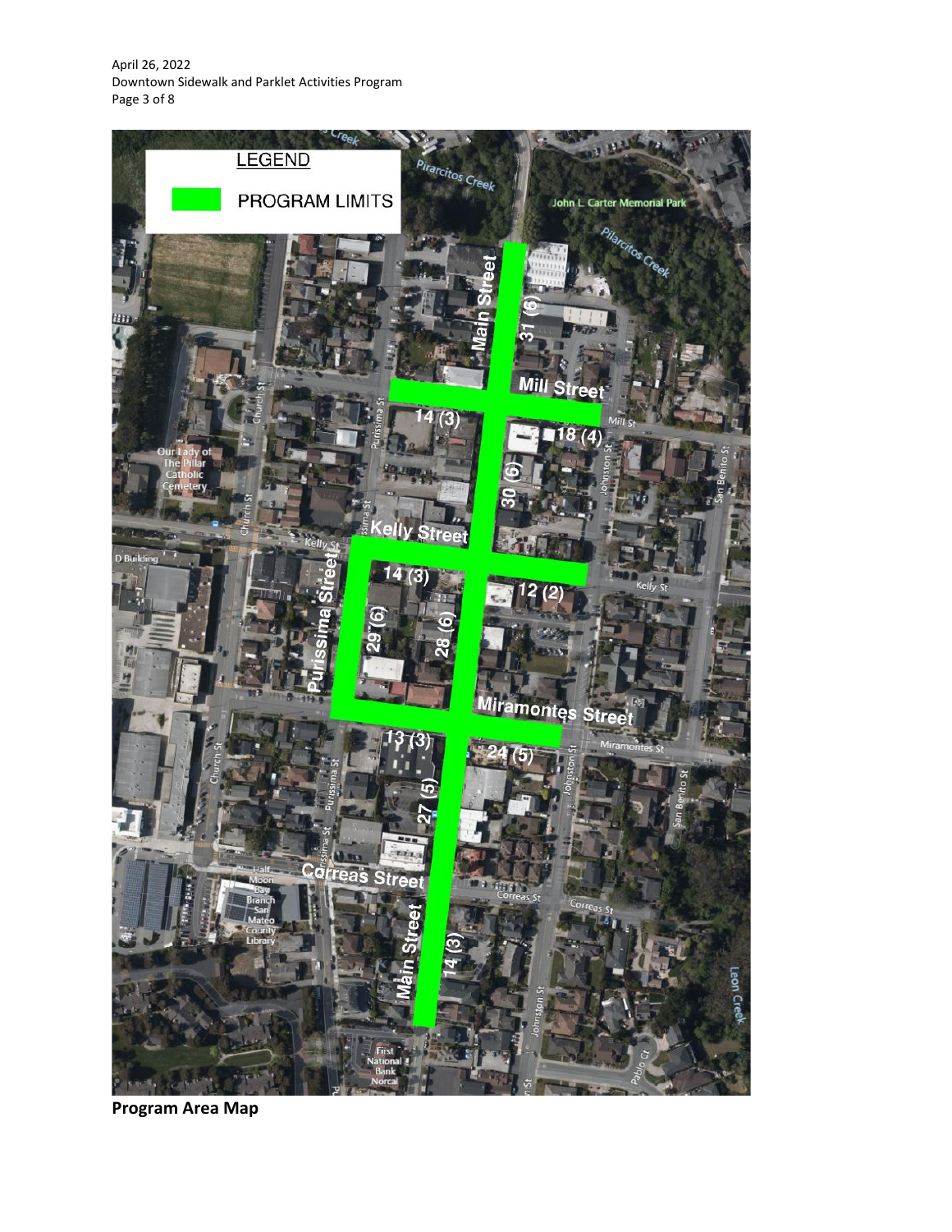LEGEND

PROGRAM LIMITS

Main Street

31 (6)

Mill Street

14 (3)

18 (4)

30 (6)

Kelly Street

14 (3)

12 (2)

Purissima Street

29 (6)

28 (6)

Miramontes Street

13 (3)

24 (5)

27 (5)

Correas Street

Main Street

14 (3)

**Program Area Map**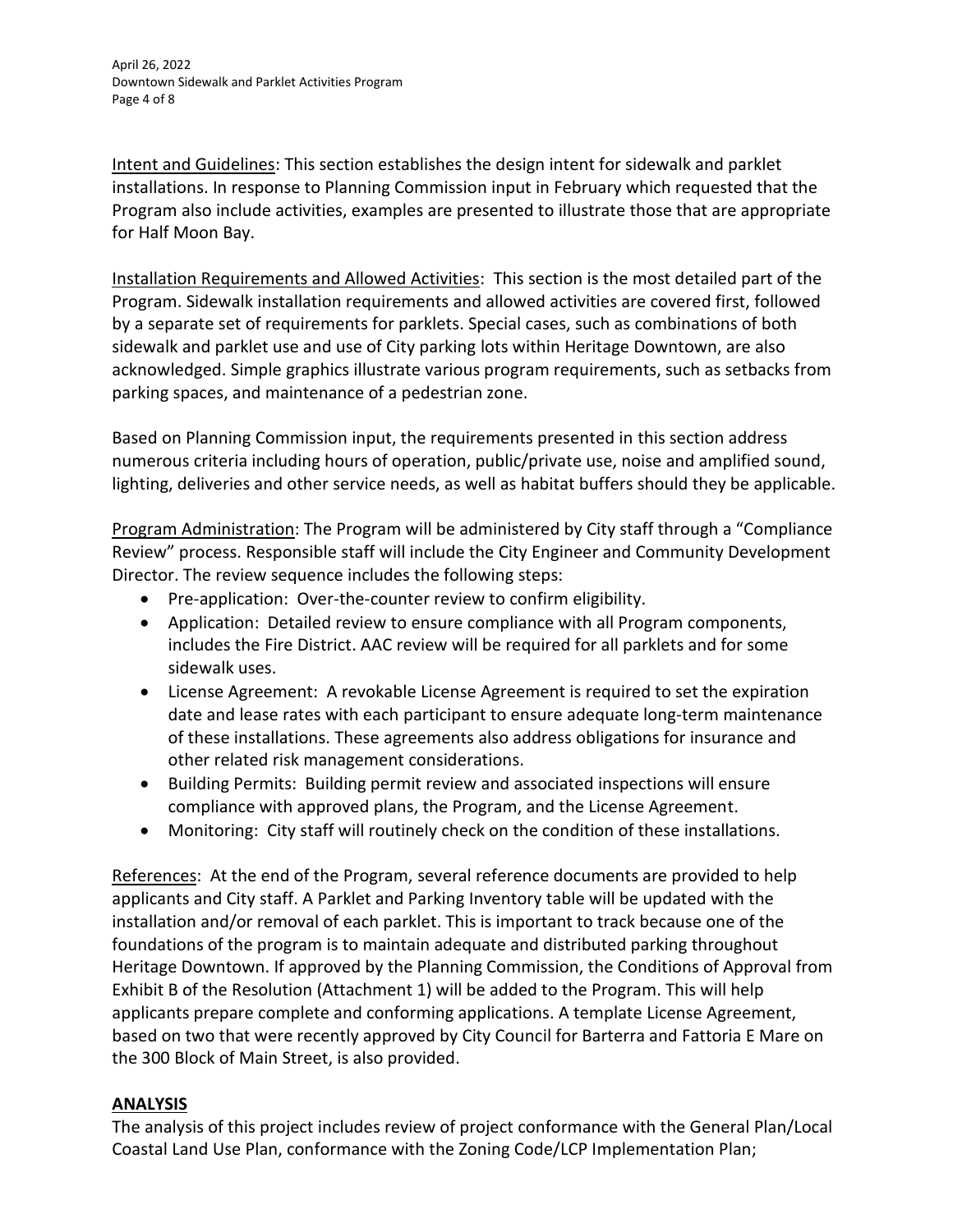Intent and Guidelines: This section establishes the design intent for sidewalk and parklet installations. In response to Planning Commission input in February which requested that the Program also include activities, examples are presented to illustrate those that are appropriate for Half Moon Bay.

Installation Requirements and Allowed Activities: This section is the most detailed part of the Program. Sidewalk installation requirements and allowed activities are covered first, followed by a separate set of requirements for parklets. Special cases, such as combinations of both sidewalk and parklet use and use of City parking lots within Heritage Downtown, are also acknowledged. Simple graphics illustrate various program requirements, such as setbacks from parking spaces, and maintenance of a pedestrian zone.

Based on Planning Commission input, the requirements presented in this section address numerous criteria including hours of operation, public/private use, noise and amplified sound, lighting, deliveries and other service needs, as well as habitat buffers should they be applicable.

Program Administration: The Program will be administered by City staff through a "Compliance Review" process. Responsible staff will include the City Engineer and Community Development Director. The review sequence includes the following steps:

- Pre-application: Over-the-counter review to confirm eligibility.
- Application: Detailed review to ensure compliance with all Program components, includes the Fire District. AAC review will be required for all parklets and for some sidewalk uses.
- License Agreement: A revokable License Agreement is required to set the expiration date and lease rates with each participant to ensure adequate long-term maintenance of these installations. These agreements also address obligations for insurance and other related risk management considerations.
- Building Permits: Building permit review and associated inspections will ensure compliance with approved plans, the Program, and the License Agreement.
- Monitoring: City staff will routinely check on the condition of these installations.

References: At the end of the Program, several reference documents are provided to help applicants and City staff. A Parklet and Parking Inventory table will be updated with the installation and/or removal of each parklet. This is important to track because one of the foundations of the program is to maintain adequate and distributed parking throughout Heritage Downtown. If approved by the Planning Commission, the Conditions of Approval from Exhibit B of the Resolution (Attachment 1) will be added to the Program. This will help applicants prepare complete and conforming applications. A template License Agreement, based on two that were recently approved by City Council for Barterra and Fattoria E Mare on the 300 Block of Main Street, is also provided.

## ANALYSIS

The analysis of this project includes review of project conformance with the General Plan/Local Coastal Land Use Plan, conformance with the Zoning Code/LCP Implementation Plan;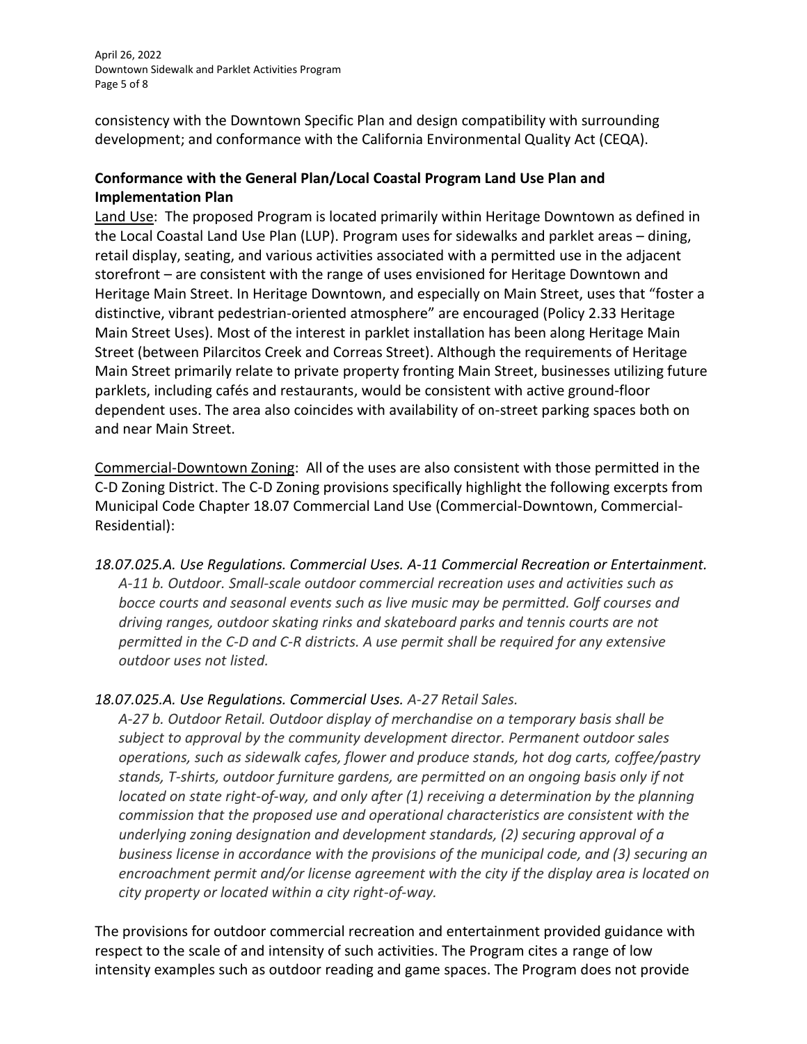consistency with the Downtown Specific Plan and design compatibility with surrounding development; and conformance with the California Environmental Quality Act (CEQA).

## Conformance with the General Plan/Local Coastal Program Land Use Plan and Implementation Plan

Land Use: The proposed Program is located primarily within Heritage Downtown as defined in the Local Coastal Land Use Plan (LUP). Program uses for sidewalks and parklet areas – dining, retail display, seating, and various activities associated with a permitted use in the adjacent storefront – are consistent with the range of uses envisioned for Heritage Downtown and Heritage Main Street. In Heritage Downtown, and especially on Main Street, uses that "foster a distinctive, vibrant pedestrian-oriented atmosphere" are encouraged (Policy 2.33 Heritage Main Street Uses). Most of the interest in parklet installation has been along Heritage Main Street (between Pilarcitos Creek and Correas Street). Although the requirements of Heritage Main Street primarily relate to private property fronting Main Street, businesses utilizing future parklets, including cafés and restaurants, would be consistent with active ground-floor dependent uses. The area also coincides with availability of on-street parking spaces both on and near Main Street.

Commercial-Downtown Zoning: All of the uses are also consistent with those permitted in the C-D Zoning District. The C-D Zoning provisions specifically highlight the following excerpts from Municipal Code Chapter 18.07 Commercial Land Use (Commercial-Downtown, Commercial-Residential):

*18.07.025.A. Use Regulations. Commercial Uses. A-11 Commercial Recreation or Entertainment.*

> *A-11 b. Outdoor. Small-scale outdoor commercial recreation uses and activities such as bocce courts and seasonal events such as live music may be permitted. Golf courses and driving ranges, outdoor skating rinks and skateboard parks and tennis courts are not permitted in the C-D and C-R districts. A use permit shall be required for any extensive outdoor uses not listed.*

*18.07.025.A. Use Regulations. Commercial Uses. A-27 Retail Sales.*

> *A-27 b. Outdoor Retail. Outdoor display of merchandise on a temporary basis shall be subject to approval by the community development director. Permanent outdoor sales operations, such as sidewalk cafes, flower and produce stands, hot dog carts, coffee/pastry stands, T-shirts, outdoor furniture gardens, are permitted on an ongoing basis only if not located on state right-of-way, and only after (1) receiving a determination by the planning commission that the proposed use and operational characteristics are consistent with the underlying zoning designation and development standards, (2) securing approval of a business license in accordance with the provisions of the municipal code, and (3) securing an encroachment permit and/or license agreement with the city if the display area is located on city property or located within a city right-of-way.*

The provisions for outdoor commercial recreation and entertainment provided guidance with respect to the scale of and intensity of such activities. The Program cites a range of low intensity examples such as outdoor reading and game spaces. The Program does not provide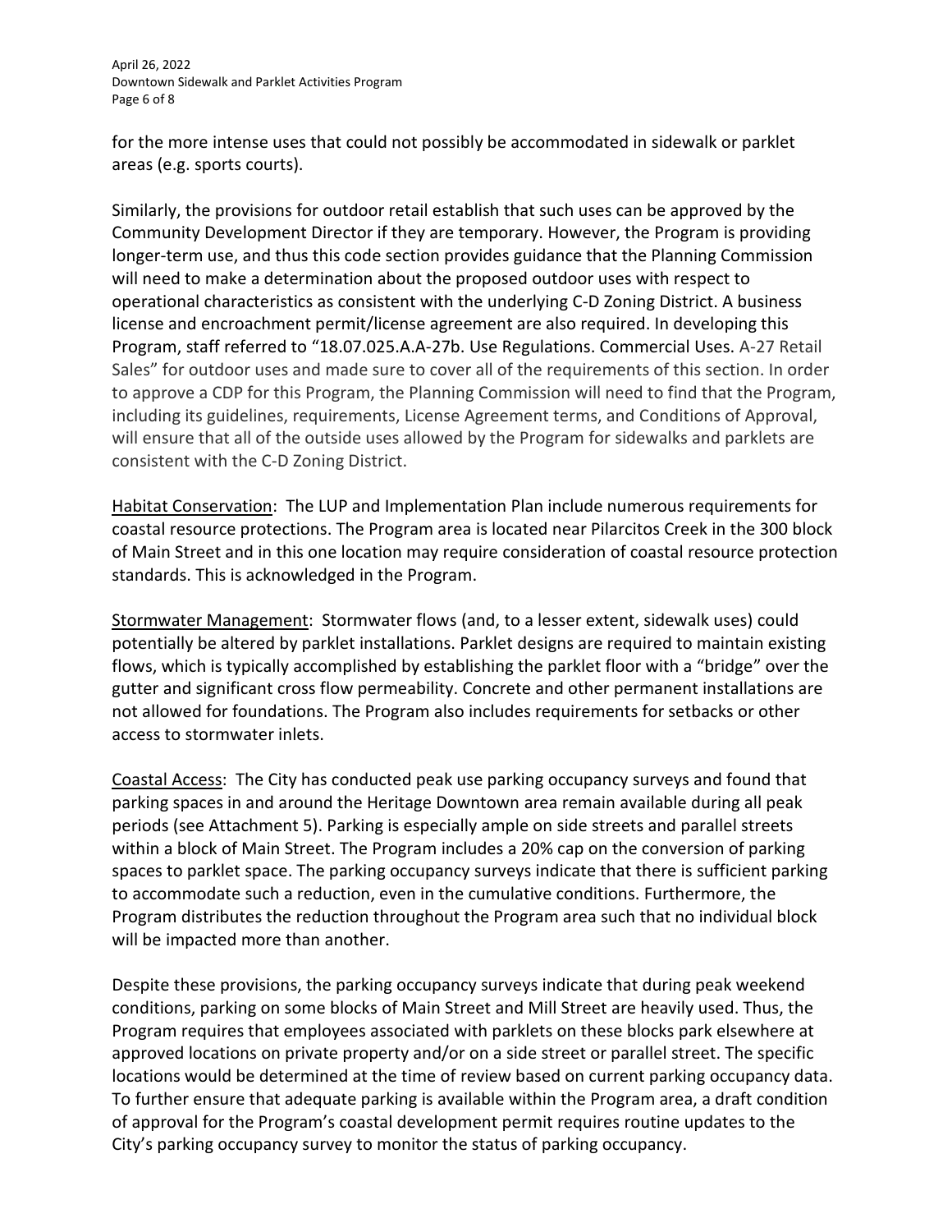for the more intense uses that could not possibly be accommodated in sidewalk or parklet areas (e.g. sports courts).

Similarly, the provisions for outdoor retail establish that such uses can be approved by the Community Development Director if they are temporary. However, the Program is providing longer-term use, and thus this code section provides guidance that the Planning Commission will need to make a determination about the proposed outdoor uses with respect to operational characteristics as consistent with the underlying C-D Zoning District. A business license and encroachment permit/license agreement are also required. In developing this Program, staff referred to "18.07.025.A.A-27b. Use Regulations. Commercial Uses. A-27 Retail Sales" for outdoor uses and made sure to cover all of the requirements of this section. In order to approve a CDP for this Program, the Planning Commission will need to find that the Program, including its guidelines, requirements, License Agreement terms, and Conditions of Approval, will ensure that all of the outside uses allowed by the Program for sidewalks and parklets are consistent with the C-D Zoning District.

<u>Habitat Conservation</u>: The LUP and Implementation Plan include numerous requirements for coastal resource protections. The Program area is located near Pilarcitos Creek in the 300 block of Main Street and in this one location may require consideration of coastal resource protection standards. This is acknowledged in the Program.

<u>Stormwater Management</u>: Stormwater flows (and, to a lesser extent, sidewalk uses) could potentially be altered by parklet installations. Parklet designs are required to maintain existing flows, which is typically accomplished by establishing the parklet floor with a "bridge" over the gutter and significant cross flow permeability. Concrete and other permanent installations are not allowed for foundations. The Program also includes requirements for setbacks or other access to stormwater inlets.

<u>Coastal Access</u>: The City has conducted peak use parking occupancy surveys and found that parking spaces in and around the Heritage Downtown area remain available during all peak periods (see Attachment 5). Parking is especially ample on side streets and parallel streets within a block of Main Street. The Program includes a 20% cap on the conversion of parking spaces to parklet space. The parking occupancy surveys indicate that there is sufficient parking to accommodate such a reduction, even in the cumulative conditions. Furthermore, the Program distributes the reduction throughout the Program area such that no individual block will be impacted more than another.

Despite these provisions, the parking occupancy surveys indicate that during peak weekend conditions, parking on some blocks of Main Street and Mill Street are heavily used. Thus, the Program requires that employees associated with parklets on these blocks park elsewhere at approved locations on private property and/or on a side street or parallel street. The specific locations would be determined at the time of review based on current parking occupancy data. To further ensure that adequate parking is available within the Program area, a draft condition of approval for the Program's coastal development permit requires routine updates to the City's parking occupancy survey to monitor the status of parking occupancy.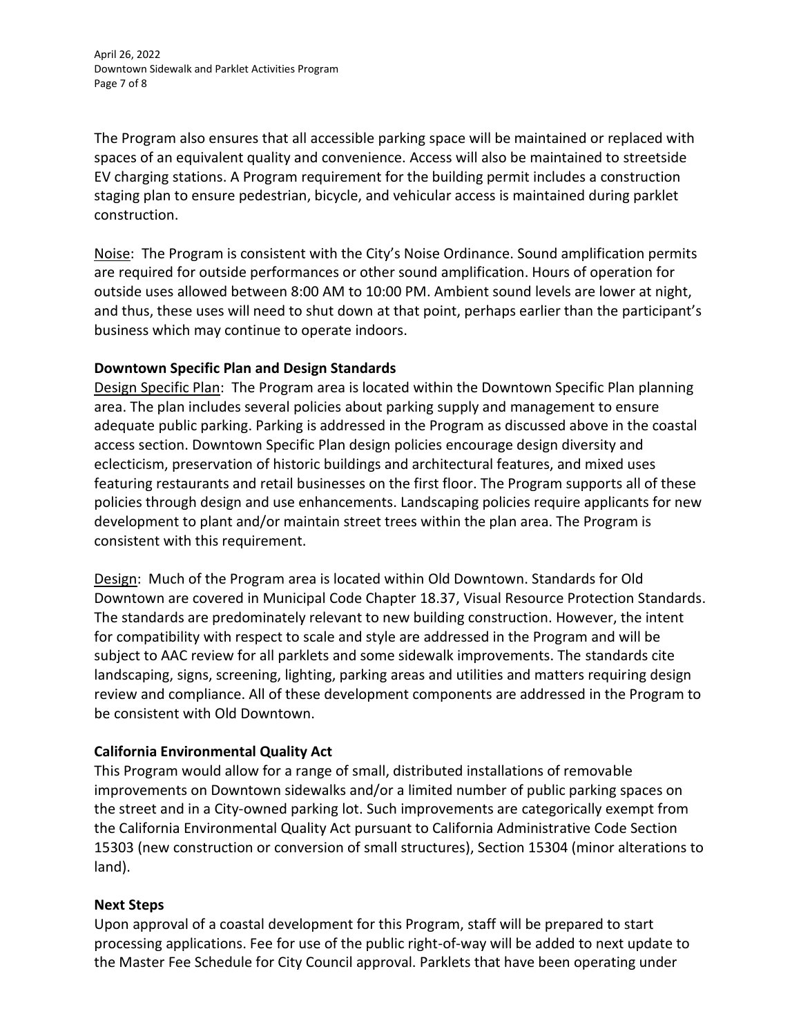The Program also ensures that all accessible parking space will be maintained or replaced with spaces of an equivalent quality and convenience. Access will also be maintained to streetside EV charging stations. A Program requirement for the building permit includes a construction staging plan to ensure pedestrian, bicycle, and vehicular access is maintained during parklet construction.

Noise: The Program is consistent with the City's Noise Ordinance. Sound amplification permits are required for outside performances or other sound amplification. Hours of operation for outside uses allowed between 8:00 AM to 10:00 PM. Ambient sound levels are lower at night, and thus, these uses will need to shut down at that point, perhaps earlier than the participant's business which may continue to operate indoors.

**Downtown Specific Plan and Design Standards**

Design Specific Plan: The Program area is located within the Downtown Specific Plan planning area. The plan includes several policies about parking supply and management to ensure adequate public parking. Parking is addressed in the Program as discussed above in the coastal access section. Downtown Specific Plan design policies encourage design diversity and eclecticism, preservation of historic buildings and architectural features, and mixed uses featuring restaurants and retail businesses on the first floor. The Program supports all of these policies through design and use enhancements. Landscaping policies require applicants for new development to plant and/or maintain street trees within the plan area. The Program is consistent with this requirement.

Design: Much of the Program area is located within Old Downtown. Standards for Old Downtown are covered in Municipal Code Chapter 18.37, Visual Resource Protection Standards. The standards are predominately relevant to new building construction. However, the intent for compatibility with respect to scale and style are addressed in the Program and will be subject to AAC review for all parklets and some sidewalk improvements. The standards cite landscaping, signs, screening, lighting, parking areas and utilities and matters requiring design review and compliance. All of these development components are addressed in the Program to be consistent with Old Downtown.

**California Environmental Quality Act**

This Program would allow for a range of small, distributed installations of removable improvements on Downtown sidewalks and/or a limited number of public parking spaces on the street and in a City-owned parking lot. Such improvements are categorically exempt from the California Environmental Quality Act pursuant to California Administrative Code Section 15303 (new construction or conversion of small structures), Section 15304 (minor alterations to land).

**Next Steps**

Upon approval of a coastal development for this Program, staff will be prepared to start processing applications. Fee for use of the public right-of-way will be added to next update to the Master Fee Schedule for City Council approval. Parklets that have been operating under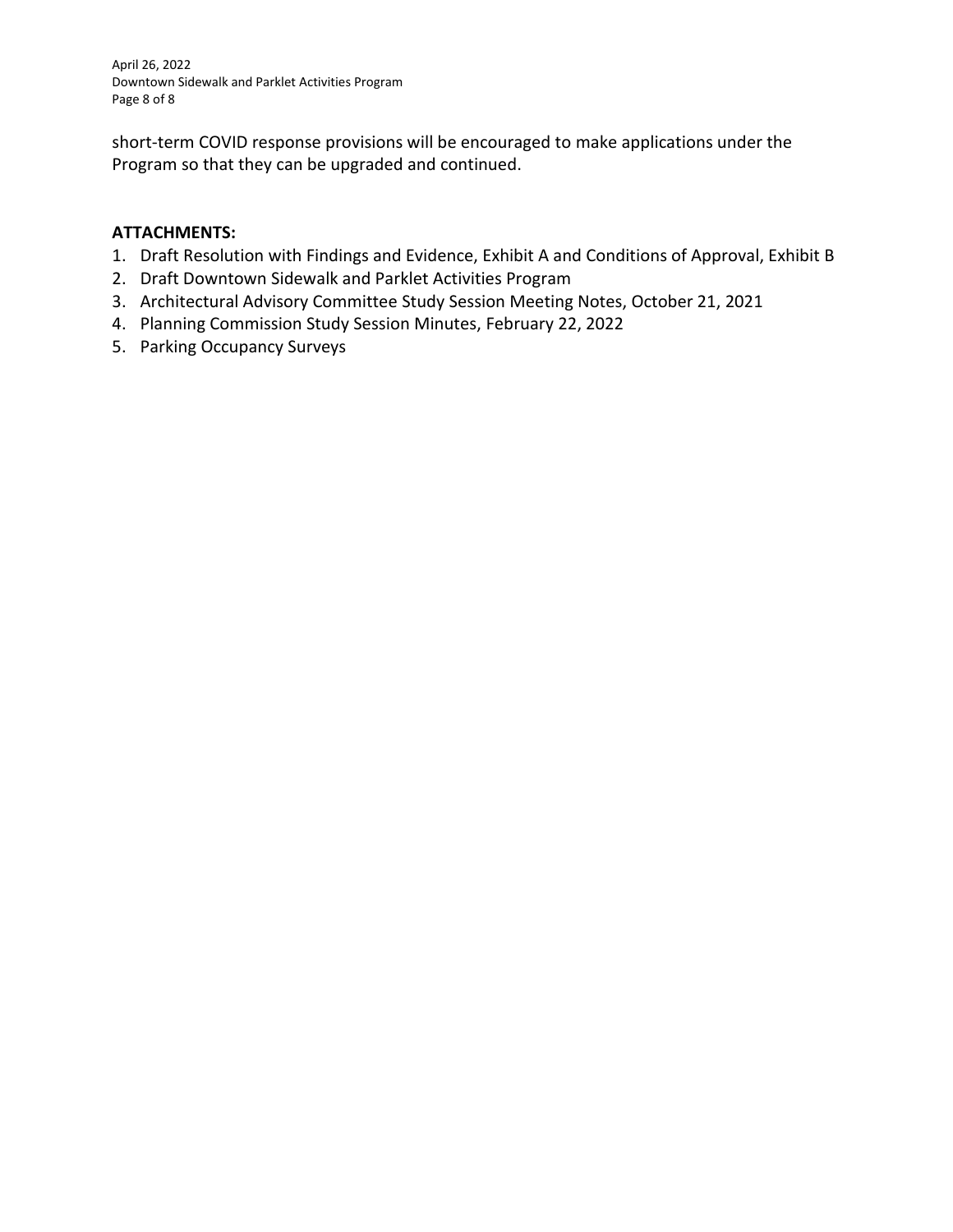short-term COVID response provisions will be encouraged to make applications under the Program so that they can be upgraded and continued.

**ATTACHMENTS:**

1. Draft Resolution with Findings and Evidence, Exhibit A and Conditions of Approval, Exhibit B
2. Draft Downtown Sidewalk and Parklet Activities Program
3. Architectural Advisory Committee Study Session Meeting Notes, October 21, 2021
4. Planning Commission Study Session Minutes, February 22, 2022
5. Parking Occupancy Surveys